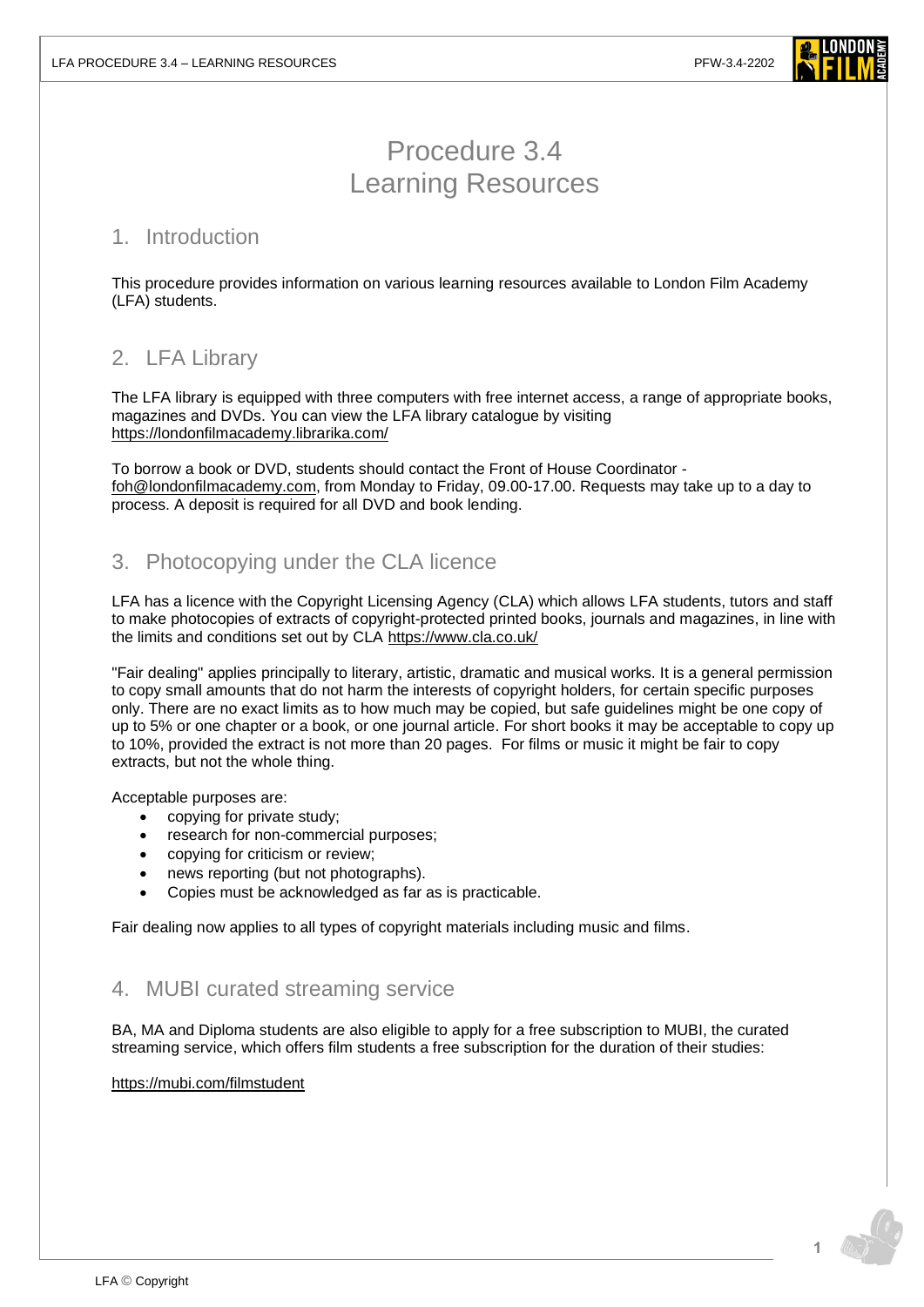# Procedure 3.4
# Learning Resources

## 1. Introduction

This procedure provides information on various learning resources available to London Film Academy (LFA) students.

## 2. LFA Library

The LFA library is equipped with three computers with free internet access, a range of appropriate books, magazines and DVDs. You can view the LFA library catalogue by visiting https://londonfilmacademy.librarika.com/

To borrow a book or DVD, students should contact the Front of House Coordinator - foh@londonfilmacademy.com, from Monday to Friday, 09.00-17.00. Requests may take up to a day to process. A deposit is required for all DVD and book lending.

## 3. Photocopying under the CLA licence

LFA has a licence with the Copyright Licensing Agency (CLA) which allows LFA students, tutors and staff to make photocopies of extracts of copyright-protected printed books, journals and magazines, in line with the limits and conditions set out by CLA https://www.cla.co.uk/

"Fair dealing" applies principally to literary, artistic, dramatic and musical works. It is a general permission to copy small amounts that do not harm the interests of copyright holders, for certain specific purposes only. There are no exact limits as to how much may be copied, but safe guidelines might be one copy of up to 5% or one chapter or a book, or one journal article. For short books it may be acceptable to copy up to 10%, provided the extract is not more than 20 pages. For films or music it might be fair to copy extracts, but not the whole thing.

Acceptable purposes are:

- copying for private study;
- research for non-commercial purposes;
- copying for criticism or review;
- news reporting (but not photographs).
- Copies must be acknowledged as far as is practicable.

Fair dealing now applies to all types of copyright materials including music and films.

## 4. MUBI curated streaming service

BA, MA and Diploma students are also eligible to apply for a free subscription to MUBI, the curated streaming service, which offers film students a free subscription for the duration of their studies:

https://mubi.com/filmstudent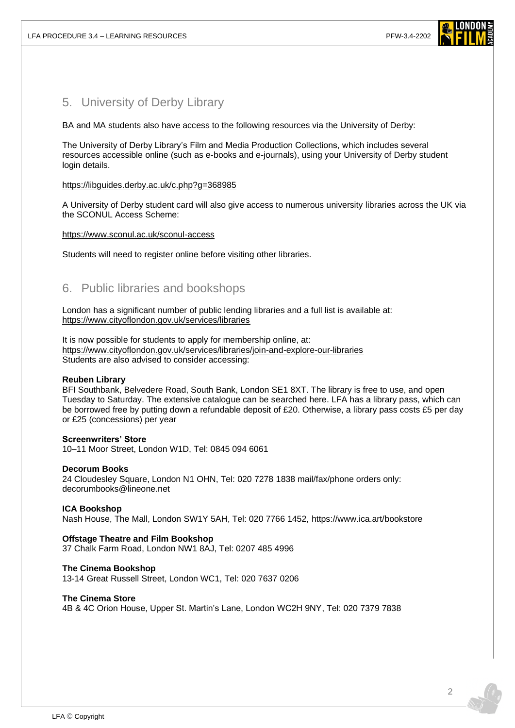## 5. University of Derby Library

BA and MA students also have access to the following resources via the University of Derby:

The University of Derby Library's Film and Media Production Collections, which includes several resources accessible online (such as e-books and e-journals), using your University of Derby student login details.

https://libguides.derby.ac.uk/c.php?g=368985

A University of Derby student card will also give access to numerous university libraries across the UK via the SCONUL Access Scheme:

https://www.sconul.ac.uk/sconul-access

Students will need to register online before visiting other libraries.

## 6. Public libraries and bookshops

London has a significant number of public lending libraries and a full list is available at:
https://www.cityoflondon.gov.uk/services/libraries

It is now possible for students to apply for membership online, at:
https://www.cityoflondon.gov.uk/services/libraries/join-and-explore-our-libraries
Students are also advised to consider accessing:

**Reuben Library**
BFI Southbank, Belvedere Road, South Bank, London SE1 8XT. The library is free to use, and open Tuesday to Saturday. The extensive catalogue can be searched here. LFA has a library pass, which can be borrowed free by putting down a refundable deposit of £20. Otherwise, a library pass costs £5 per day or £25 (concessions) per year

**Screenwriters' Store**
10–11 Moor Street, London W1D, Tel: 0845 094 6061

**Decorum Books**
24 Cloudesley Square, London N1 OHN, Tel: 020 7278 1838 mail/fax/phone orders only: decorumbooks@lineone.net

**ICA Bookshop**
Nash House, The Mall, London SW1Y 5AH, Tel: 020 7766 1452, https://www.ica.art/bookstore

**Offstage Theatre and Film Bookshop**
37 Chalk Farm Road, London NW1 8AJ, Tel: 0207 485 4996

**The Cinema Bookshop**
13-14 Great Russell Street, London WC1, Tel: 020 7637 0206

**The Cinema Store**
4B & 4C Orion House, Upper St. Martin's Lane, London WC2H 9NY, Tel: 020 7379 7838